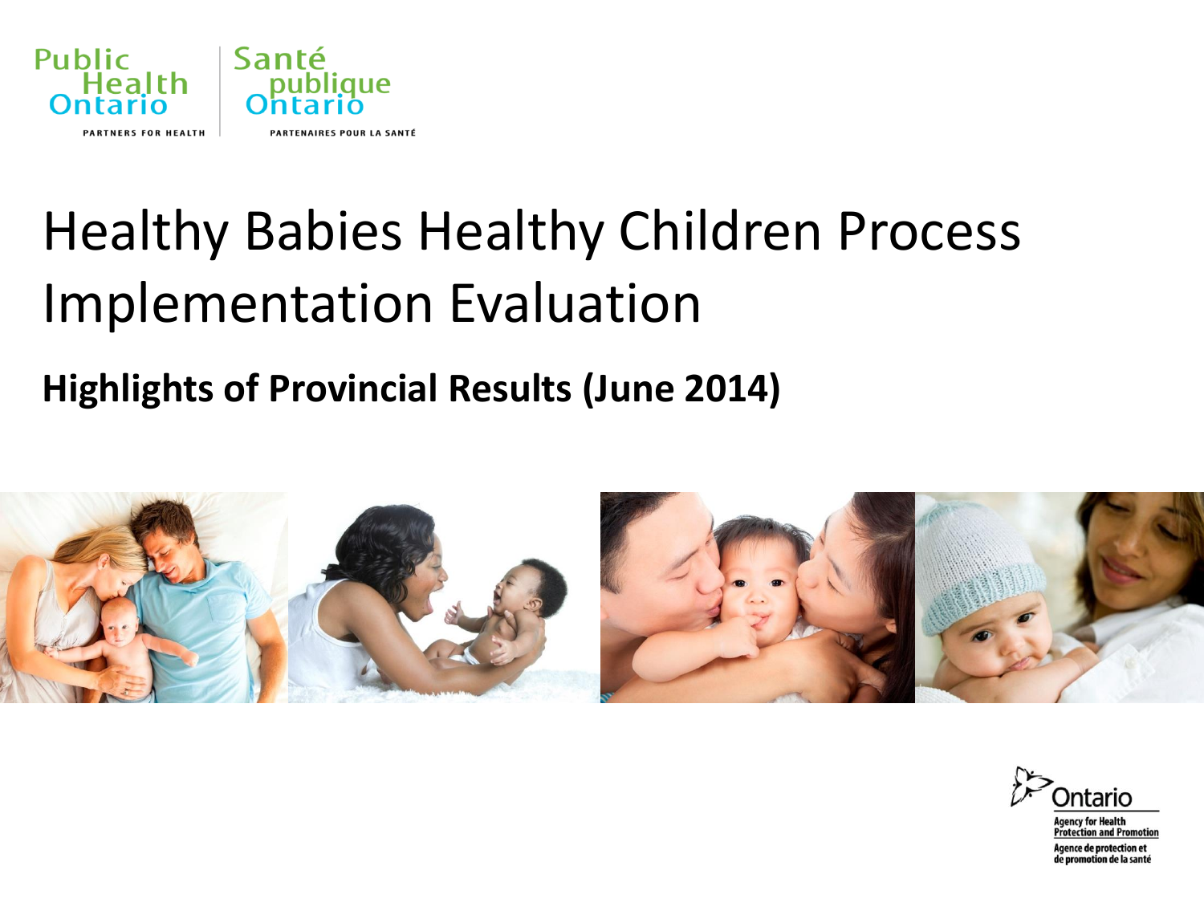Public Health Ontario

PARTNERS FOR HEALTH

Santé publique Ontario

PARTENAIRES POUR LA SANTÉ

# Healthy Babies Healthy Children Process Implementation Evaluation

## Highlights of Provincial Results (June 2014)

Ontario

Agency for Health Protection and Promotion

Agence de protection et de promotion de la santé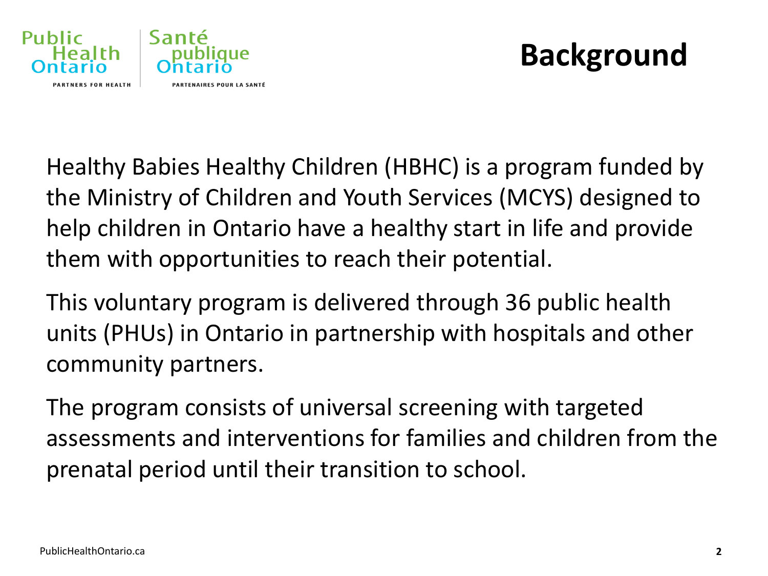# Background

Healthy Babies Healthy Children (HBHC) is a program funded by the Ministry of Children and Youth Services (MCYS) designed to help children in Ontario have a healthy start in life and provide them with opportunities to reach their potential.

This voluntary program is delivered through 36 public health units (PHUs) in Ontario in partnership with hospitals and other community partners.

The program consists of universal screening with targeted assessments and interventions for families and children from the prenatal period until their transition to school.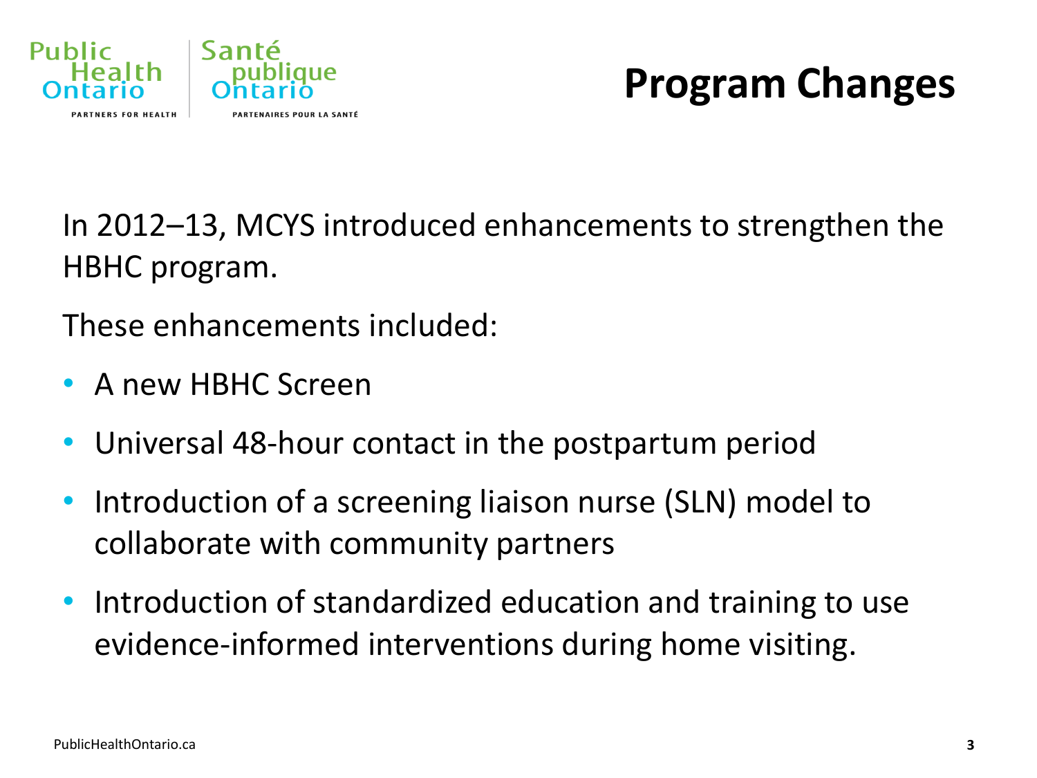# Program Changes

In 2012–13, MCYS introduced enhancements to strengthen the HBHC program.

These enhancements included:

- A new HBHC Screen
- Universal 48-hour contact in the postpartum period
- Introduction of a screening liaison nurse (SLN) model to collaborate with community partners
- Introduction of standardized education and training to use evidence-informed interventions during home visiting.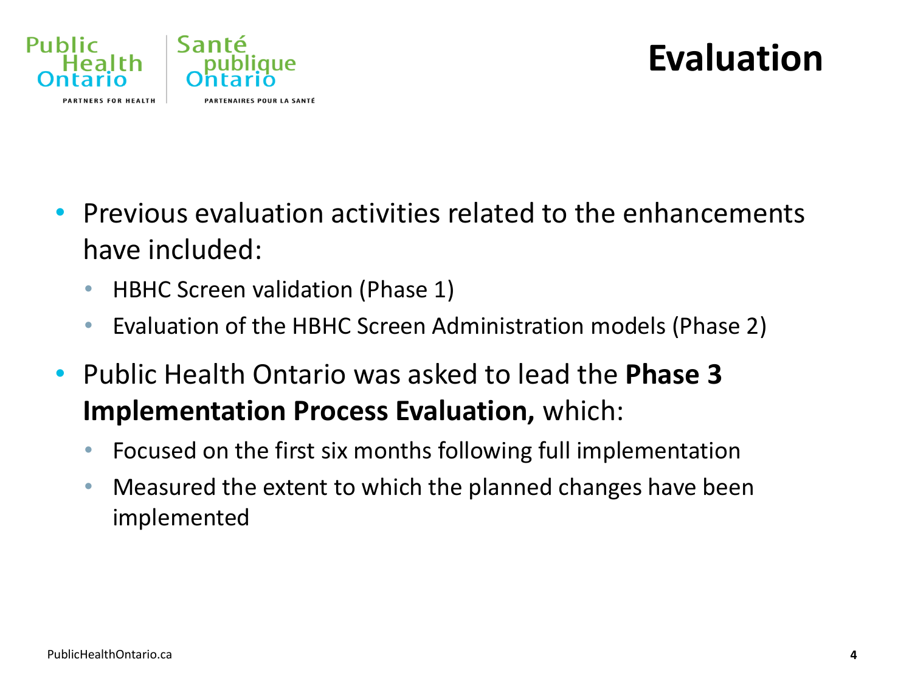# Evaluation

- Previous evaluation activities related to the enhancements have included:
  - HBHC Screen validation (Phase 1)
  - Evaluation of the HBHC Screen Administration models (Phase 2)
- Public Health Ontario was asked to lead the **Phase 3 Implementation Process Evaluation,** which:
  - Focused on the first six months following full implementation
  - Measured the extent to which the planned changes have been implemented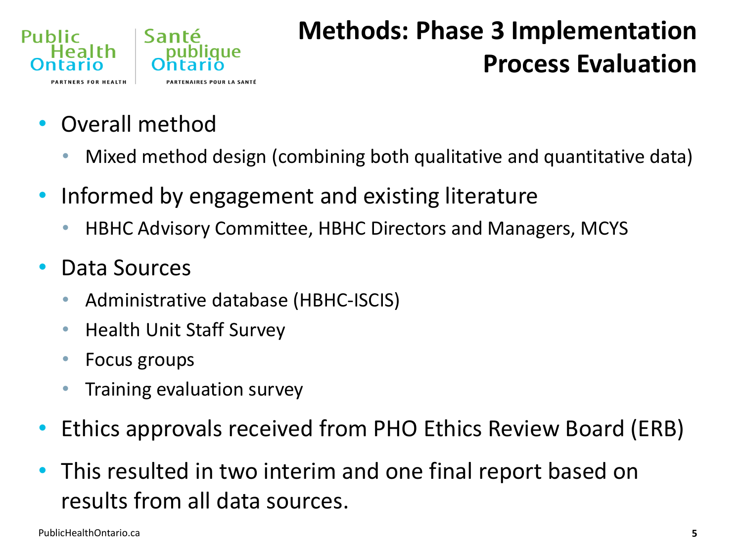# Methods: Phase 3 Implementation Process Evaluation

- Overall method
  - Mixed method design (combining both qualitative and quantitative data)
- Informed by engagement and existing literature
  - HBHC Advisory Committee, HBHC Directors and Managers, MCYS
- Data Sources
  - Administrative database (HBHC-ISCIS)
  - Health Unit Staff Survey
  - Focus groups
  - Training evaluation survey
- Ethics approvals received from PHO Ethics Review Board (ERB)
- This resulted in two interim and one final report based on results from all data sources.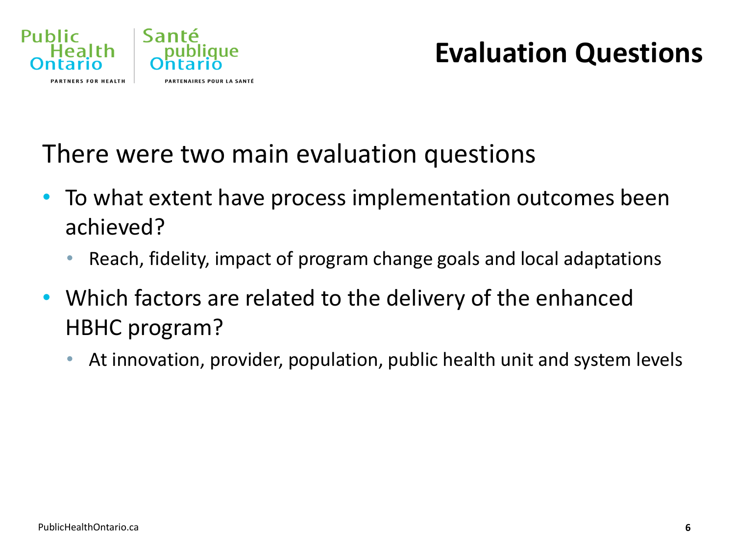# Evaluation Questions

There were two main evaluation questions

- To what extent have process implementation outcomes been achieved?
  - Reach, fidelity, impact of program change goals and local adaptations
- Which factors are related to the delivery of the enhanced HBHC program?
  - At innovation, provider, population, public health unit and system levels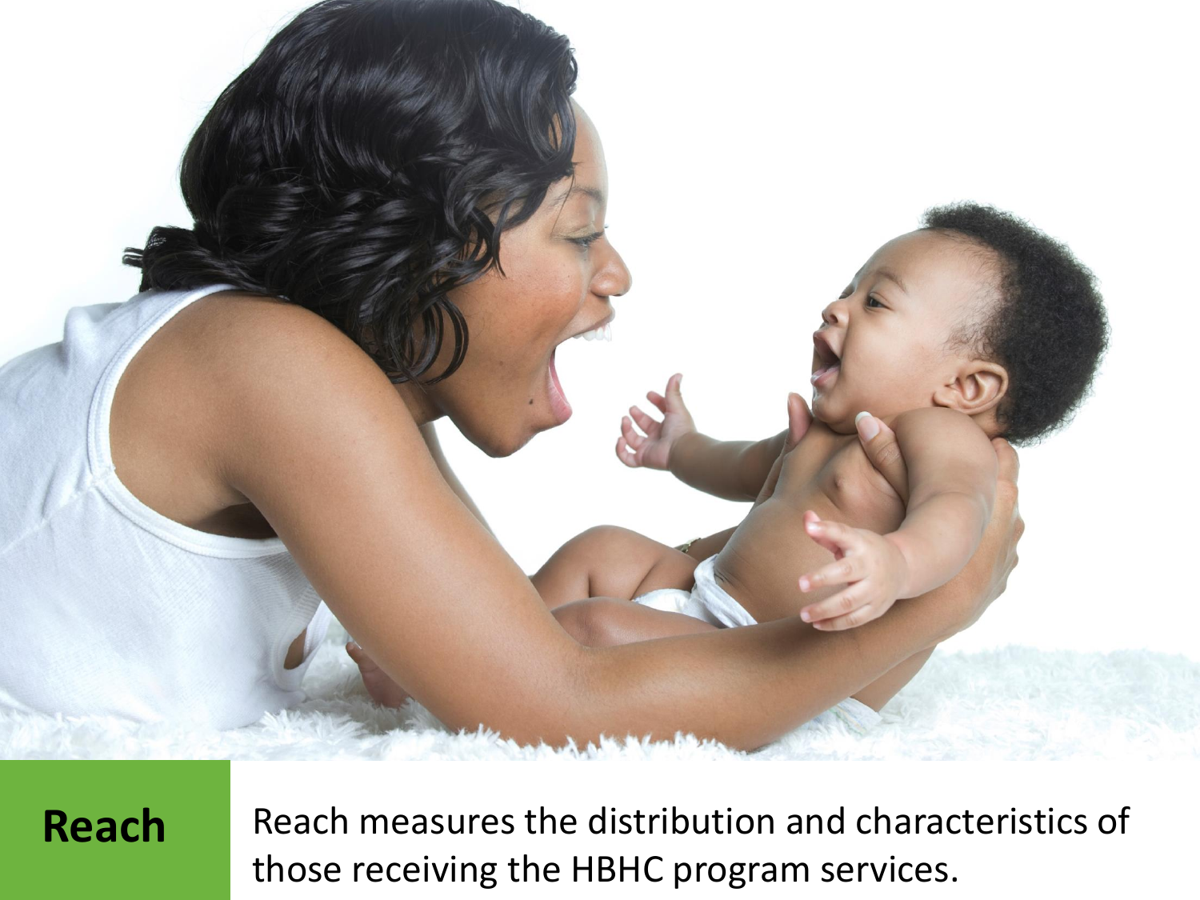**Reach**

Reach measures the distribution and characteristics of those receiving the HBHC program services.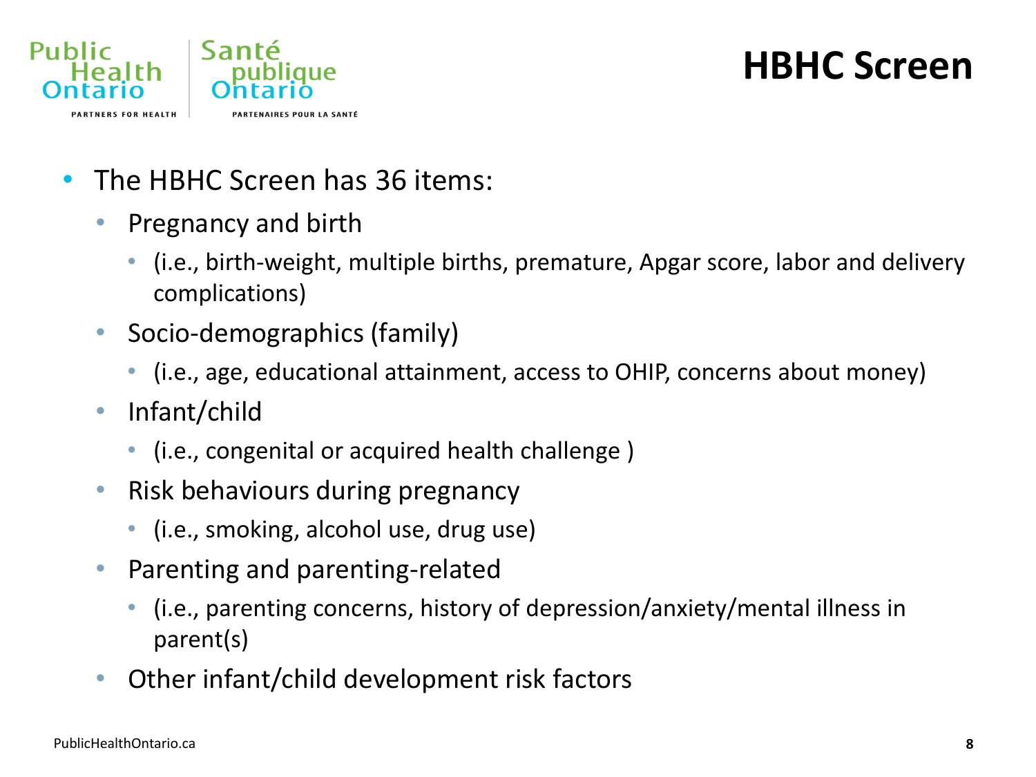# HBHC Screen

- The HBHC Screen has 36 items:
  - Pregnancy and birth
    - (i.e., birth-weight, multiple births, premature, Apgar score, labor and delivery complications)
  - Socio-demographics (family)
    - (i.e., age, educational attainment, access to OHIP, concerns about money)
  - Infant/child
    - (i.e., congenital or acquired health challenge )
  - Risk behaviours during pregnancy
    - (i.e., smoking, alcohol use, drug use)
  - Parenting and parenting-related
    - (i.e., parenting concerns, history of depression/anxiety/mental illness in parent(s)
  - Other infant/child development risk factors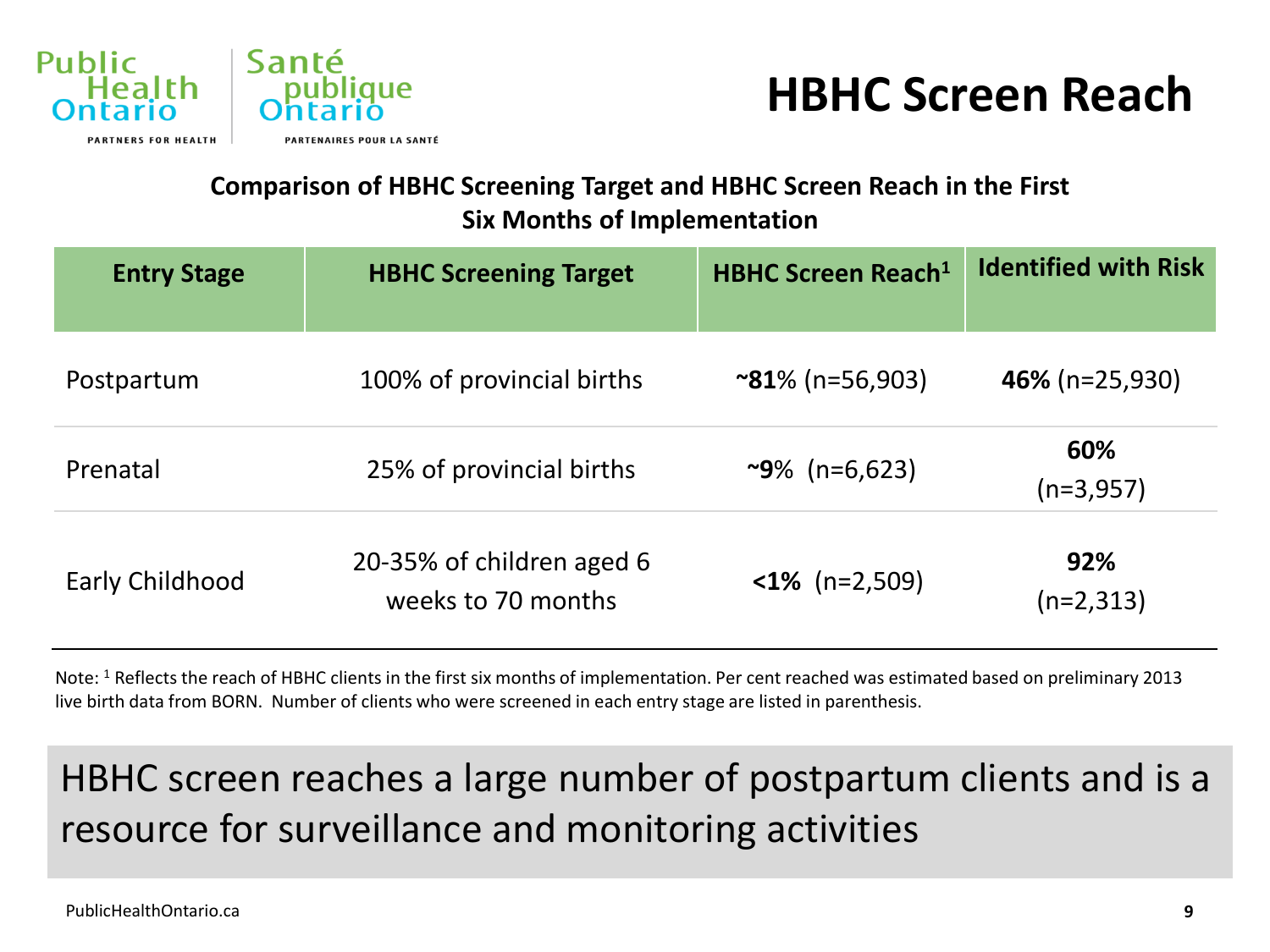# HBHC Screen Reach

**Comparison of HBHC Screening Target and HBHC Screen Reach in the First Six Months of Implementation**

| Entry Stage | HBHC Screening Target | HBHC Screen Reach[1] | Identified with Risk |
|---|---|---|---|
| Postpartum | 100% of provincial births | **~81**% (n=56,903) | **46%** (n=25,930) |
| Prenatal | 25% of provincial births | **~9**% (n=6,623) | **60%** (n=3,957) |
| Early Childhood | 20-35% of children aged 6 weeks to 70 months | **<1%** (n=2,509) | **92%** (n=2,313) |

Note: [1] Reflects the reach of HBHC clients in the first six months of implementation. Per cent reached was estimated based on preliminary 2013 live birth data from BORN. Number of clients who were screened in each entry stage are listed in parenthesis.

HBHC screen reaches a large number of postpartum clients and is a resource for surveillance and monitoring activities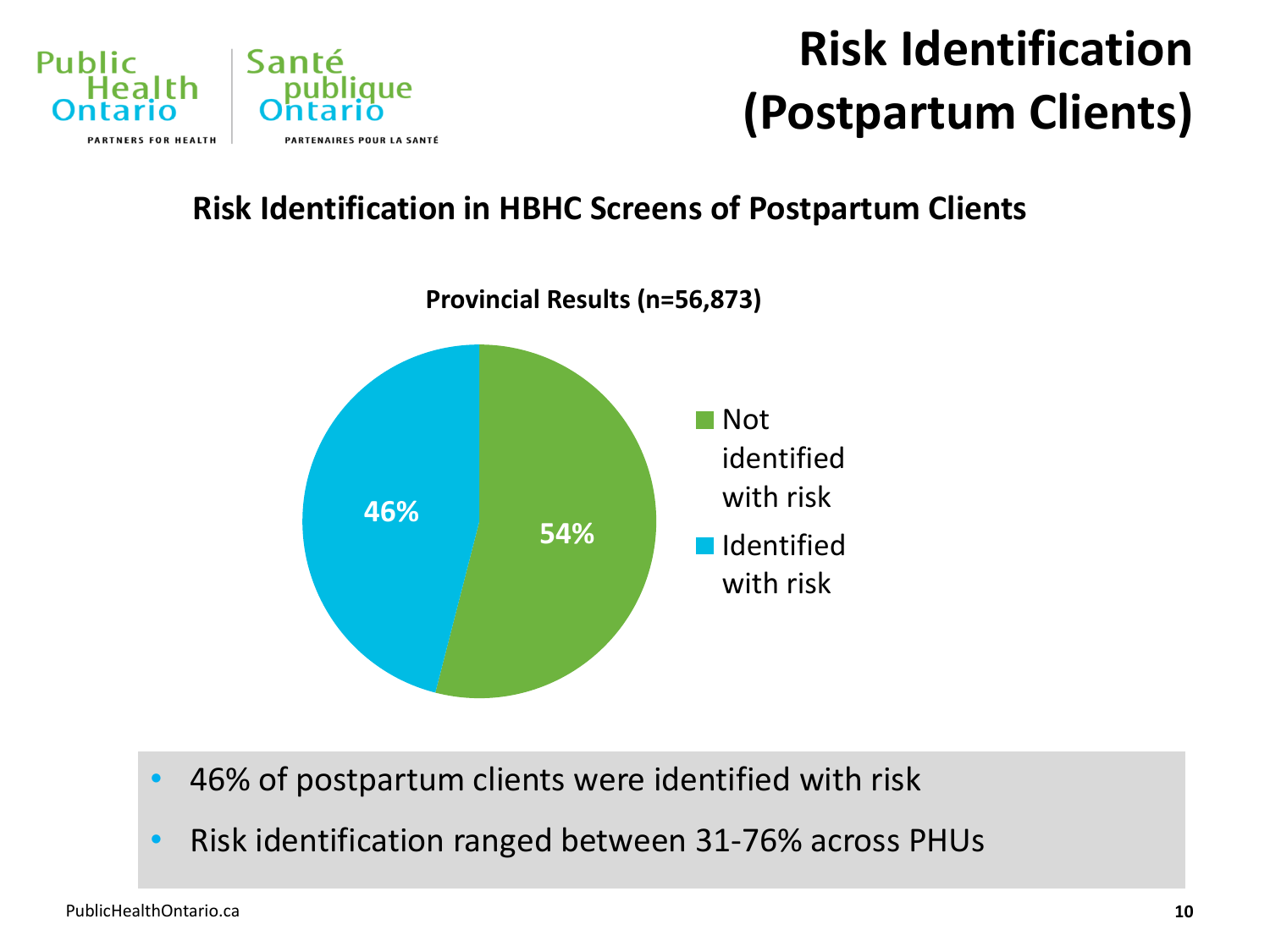# Risk Identification (Postpartum Clients)

## Risk Identification in HBHC Screens of Postpartum Clients

**Provincial Results (n=56,873)**

- Not identified with risk: 54%
- Identified with risk: 46%

- 46% of postpartum clients were identified with risk
- Risk identification ranged between 31-76% across PHUs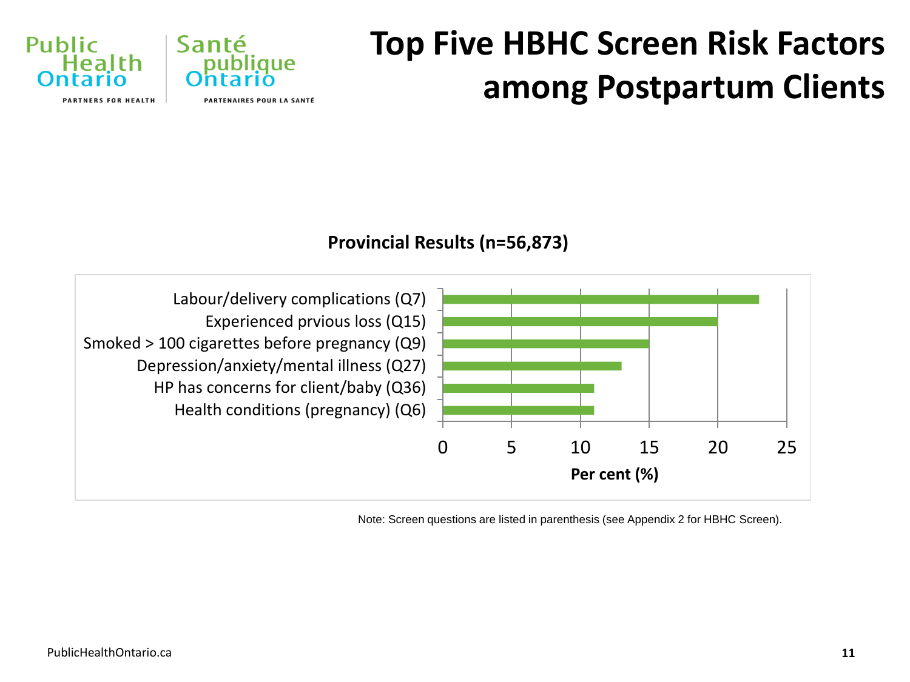# Top Five HBHC Screen Risk Factors among Postpartum Clients

**Provincial Results (n=56,873)**

| Risk factor | Per cent (%) |
|---|---|
| Labour/delivery complications (Q7) | 23 |
| Experienced prvious loss (Q15) | 20 |
| Smoked > 100 cigarettes before pregnancy (Q9) | 15 |
| Depression/anxiety/mental illness (Q27) | 13 |
| HP has concerns for client/baby (Q36) | 11 |
| Health conditions (pregnancy) (Q6) | 11 |

Note: Screen questions are listed in parenthesis (see Appendix 2 for HBHC Screen).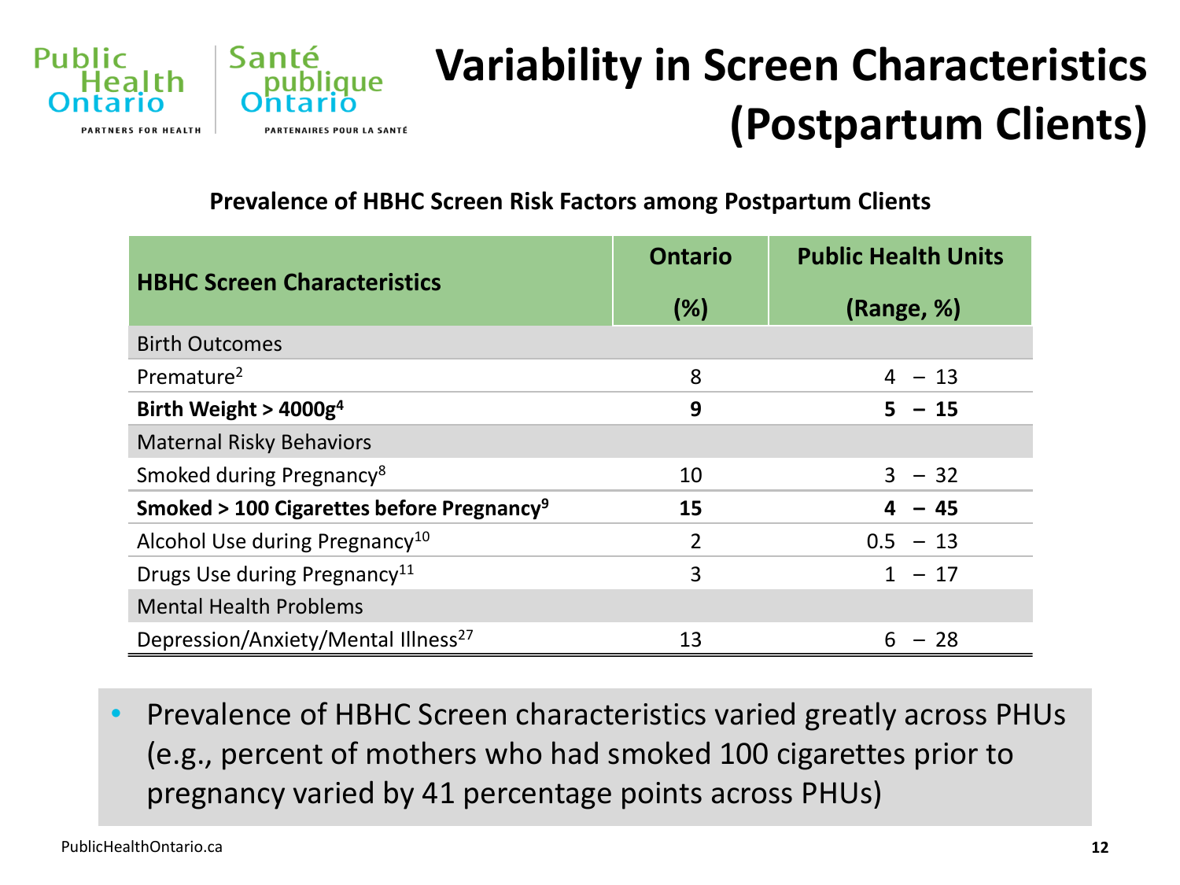# Variability in Screen Characteristics (Postpartum Clients)

**Prevalence of HBHC Screen Risk Factors among Postpartum Clients**

| HBHC Screen Characteristics | Ontario (%) | Public Health Units (Range, %) |
|---|---|---|
| Birth Outcomes | | |
| Premature[2] | 8 | 4 – 13 |
| **Birth Weight > 4000g[4]** | **9** | **5 – 15** |
| Maternal Risky Behaviors | | |
| Smoked during Pregnancy[8] | 10 | 3 – 32 |
| **Smoked > 100 Cigarettes before Pregnancy[9]** | **15** | **4 – 45** |
| Alcohol Use during Pregnancy[10] | 2 | 0.5 – 13 |
| Drugs Use during Pregnancy[11] | 3 | 1 – 17 |
| Mental Health Problems | | |
| Depression/Anxiety/Mental Illness[27] | 13 | 6 – 28 |

- Prevalence of HBHC Screen characteristics varied greatly across PHUs (e.g., percent of mothers who had smoked 100 cigarettes prior to pregnancy varied by 41 percentage points across PHUs)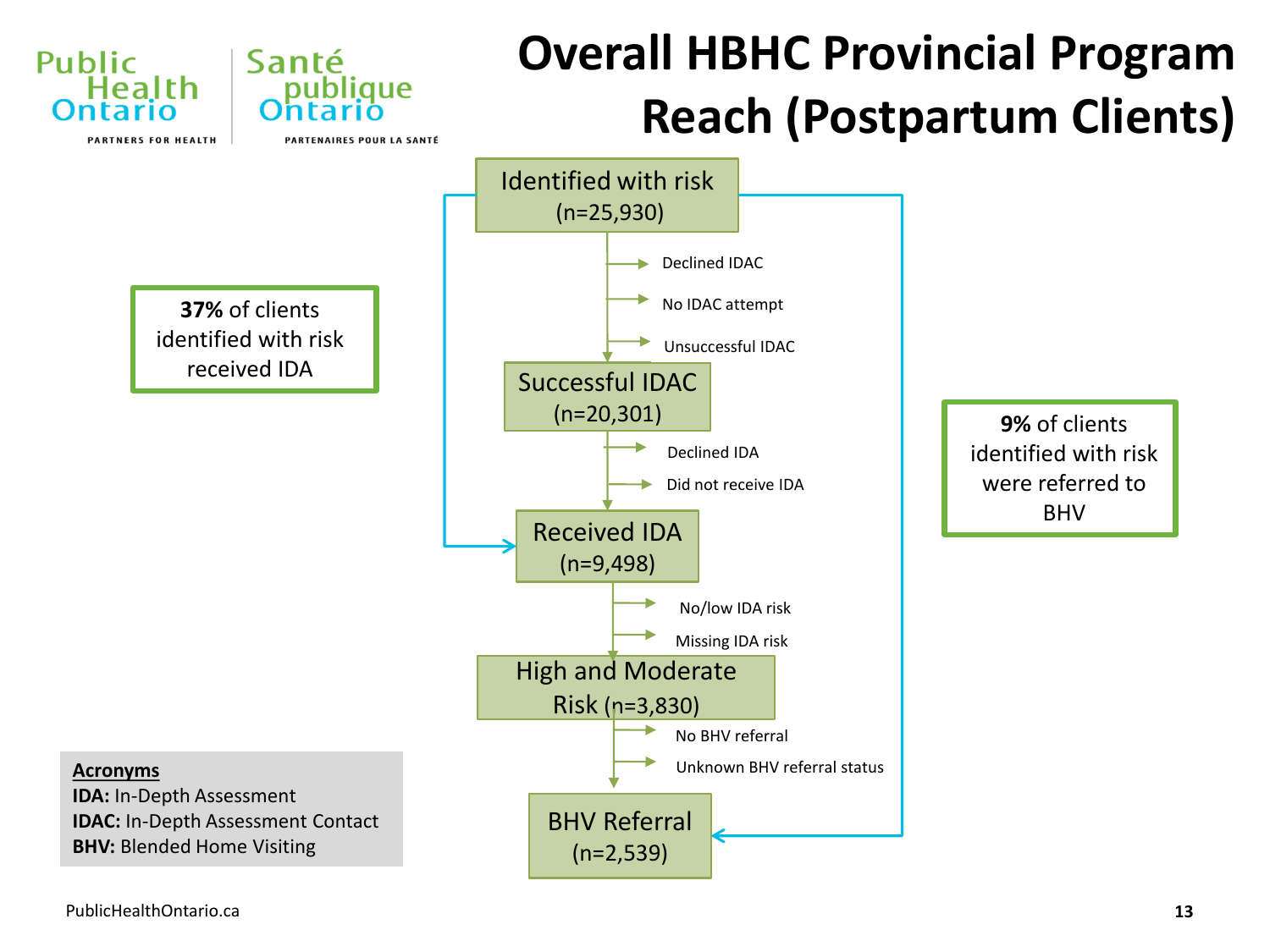# Overall HBHC Provincial Program Reach (Postpartum Clients)

**Identified with risk** (n=25,930)

- Declined IDAC
- No IDAC attempt
- Unsuccessful IDAC

**Successful IDAC** (n=20,301)

- Declined IDA
- Did not receive IDA

**Received IDA** (n=9,498)

- No/low IDA risk
- Missing IDA risk

**High and Moderate Risk** (n=3,830)

- No BHV referral
- Unknown BHV referral status

**BHV Referral** (n=2,539)

**37%** of clients identified with risk received IDA

**9%** of clients identified with risk were referred to BHV

**Acronyms**

**IDA:** In-Depth Assessment
**IDAC:** In-Depth Assessment Contact
**BHV:** Blended Home Visiting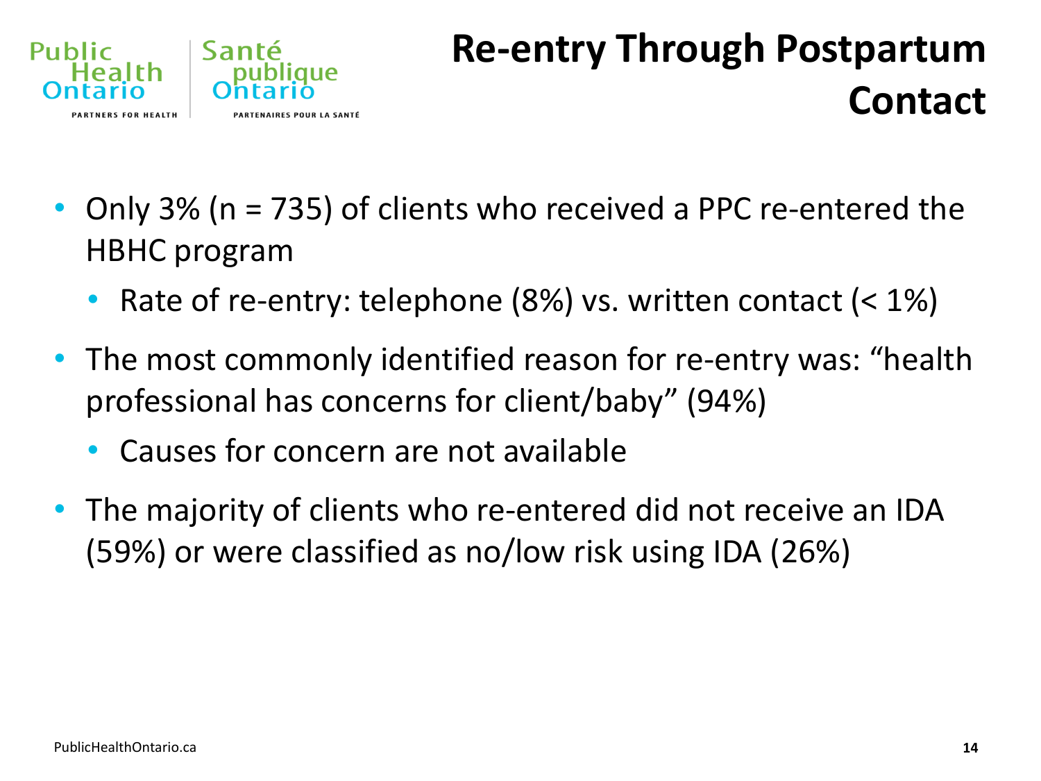# Re-entry Through Postpartum Contact

- Only 3% (n = 735) of clients who received a PPC re-entered the HBHC program
  - Rate of re-entry: telephone (8%) vs. written contact (< 1%)
- The most commonly identified reason for re-entry was: "health professional has concerns for client/baby" (94%)
  - Causes for concern are not available
- The majority of clients who re-entered did not receive an IDA (59%) or were classified as no/low risk using IDA (26%)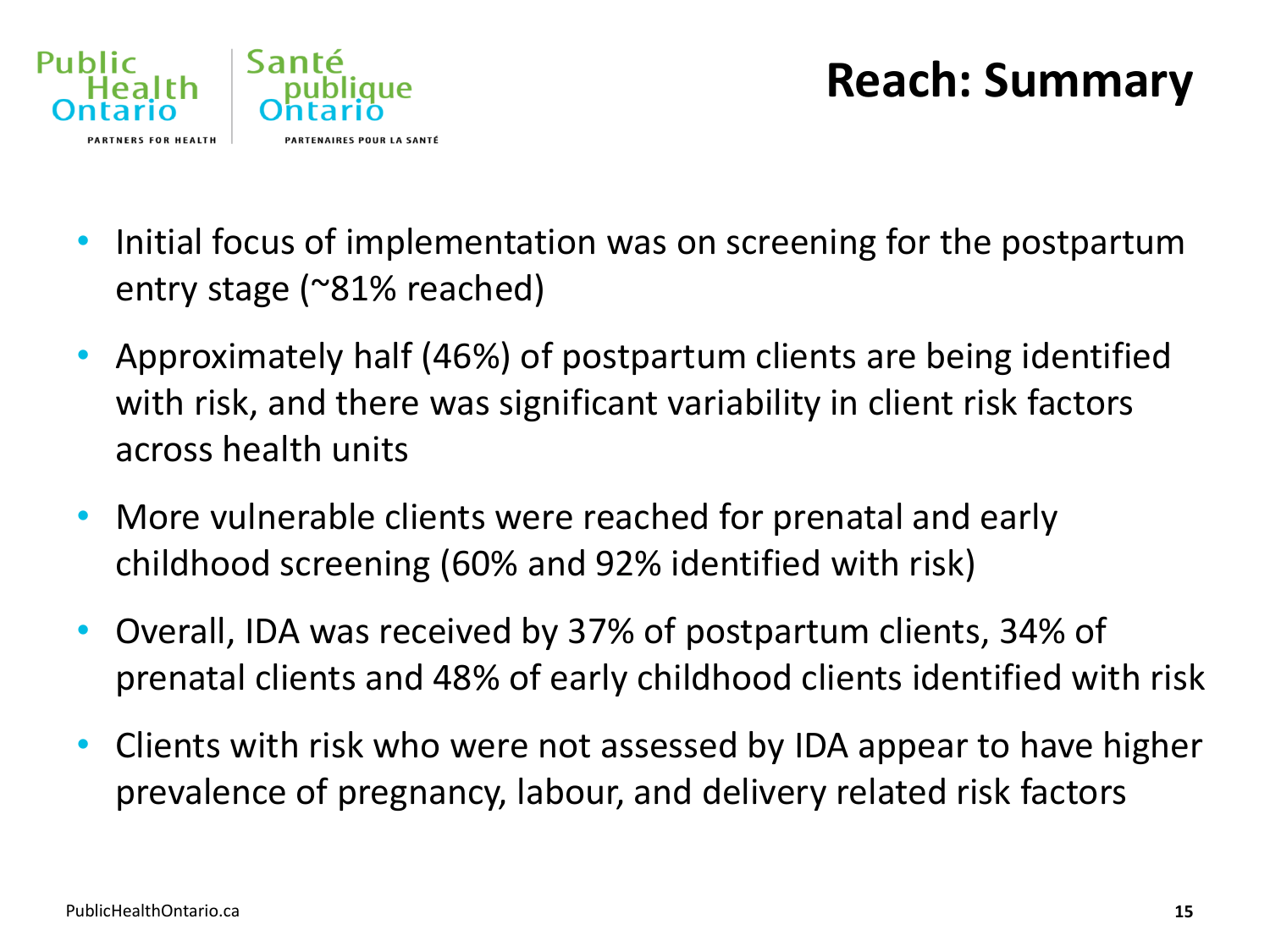# Reach: Summary

- Initial focus of implementation was on screening for the postpartum entry stage (~81% reached)
- Approximately half (46%) of postpartum clients are being identified with risk, and there was significant variability in client risk factors across health units
- More vulnerable clients were reached for prenatal and early childhood screening (60% and 92% identified with risk)
- Overall, IDA was received by 37% of postpartum clients, 34% of prenatal clients and 48% of early childhood clients identified with risk
- Clients with risk who were not assessed by IDA appear to have higher prevalence of pregnancy, labour, and delivery related risk factors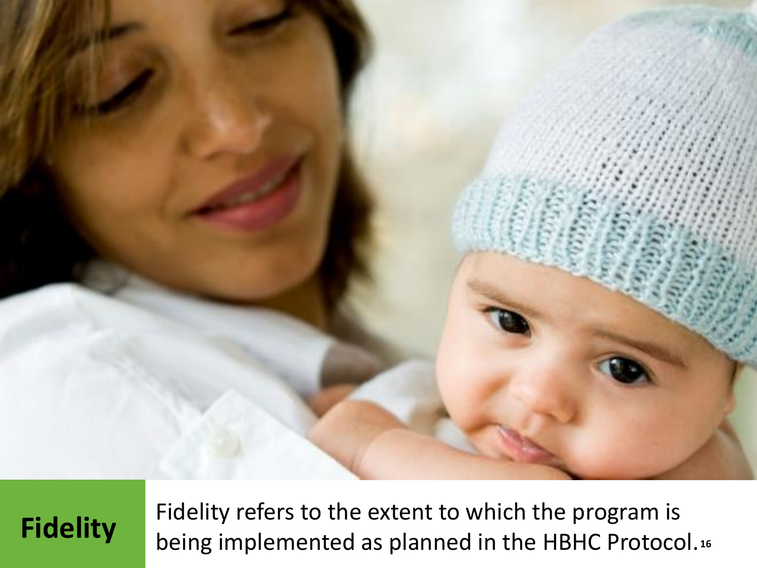**Fidelity**

Fidelity refers to the extent to which the program is being implemented as planned in the HBHC Protocol.[16]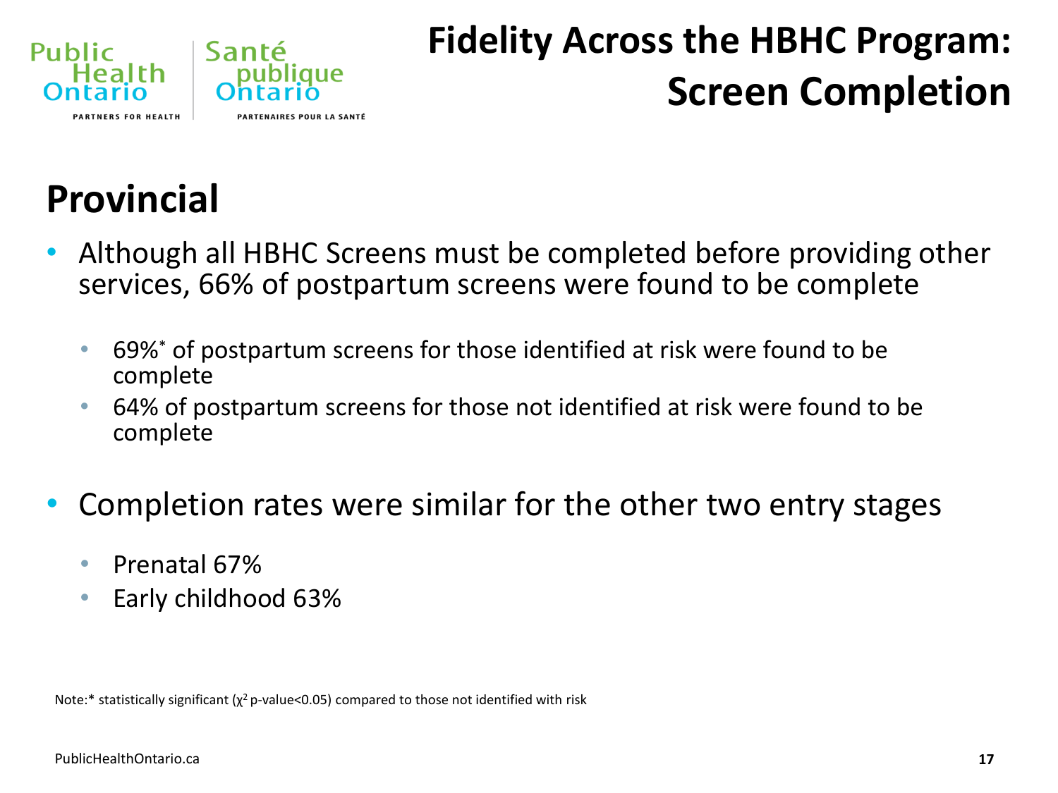# Fidelity Across the HBHC Program: Screen Completion

## Provincial

- Although all HBHC Screens must be completed before providing other services, 66% of postpartum screens were found to be complete
  - 69%* of postpartum screens for those identified at risk were found to be complete
  - 64% of postpartum screens for those not identified at risk were found to be complete
- Completion rates were similar for the other two entry stages
  - Prenatal 67%
  - Early childhood 63%

Note:* statistically significant ($\chi^2$ p-value<0.05) compared to those not identified with risk

PublicHealthOntario.ca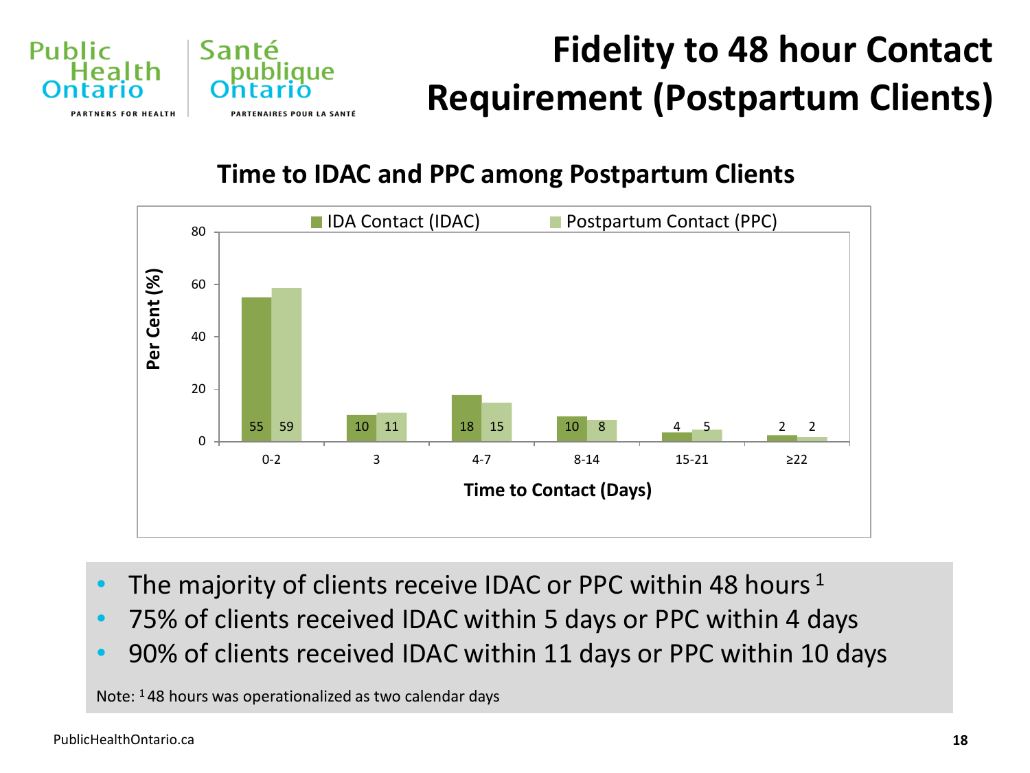# Fidelity to 48 hour Contact Requirement (Postpartum Clients)

## Time to IDAC and PPC among Postpartum Clients

| Time to Contact (Days) | IDA Contact (IDAC) (%) | Postpartum Contact (PPC) (%) |
|---|---|---|
| 0-2 | 55 | 59 |
| 3 | 10 | 11 |
| 4-7 | 18 | 15 |
| 8-14 | 10 | 8 |
| 15-21 | 4 | 5 |
| ≥22 | 2 | 2 |

- The majority of clients receive IDAC or PPC within 48 hours [1]
- 75% of clients received IDAC within 5 days or PPC within 4 days
- 90% of clients received IDAC within 11 days or PPC within 10 days

Note: [1] 48 hours was operationalized as two calendar days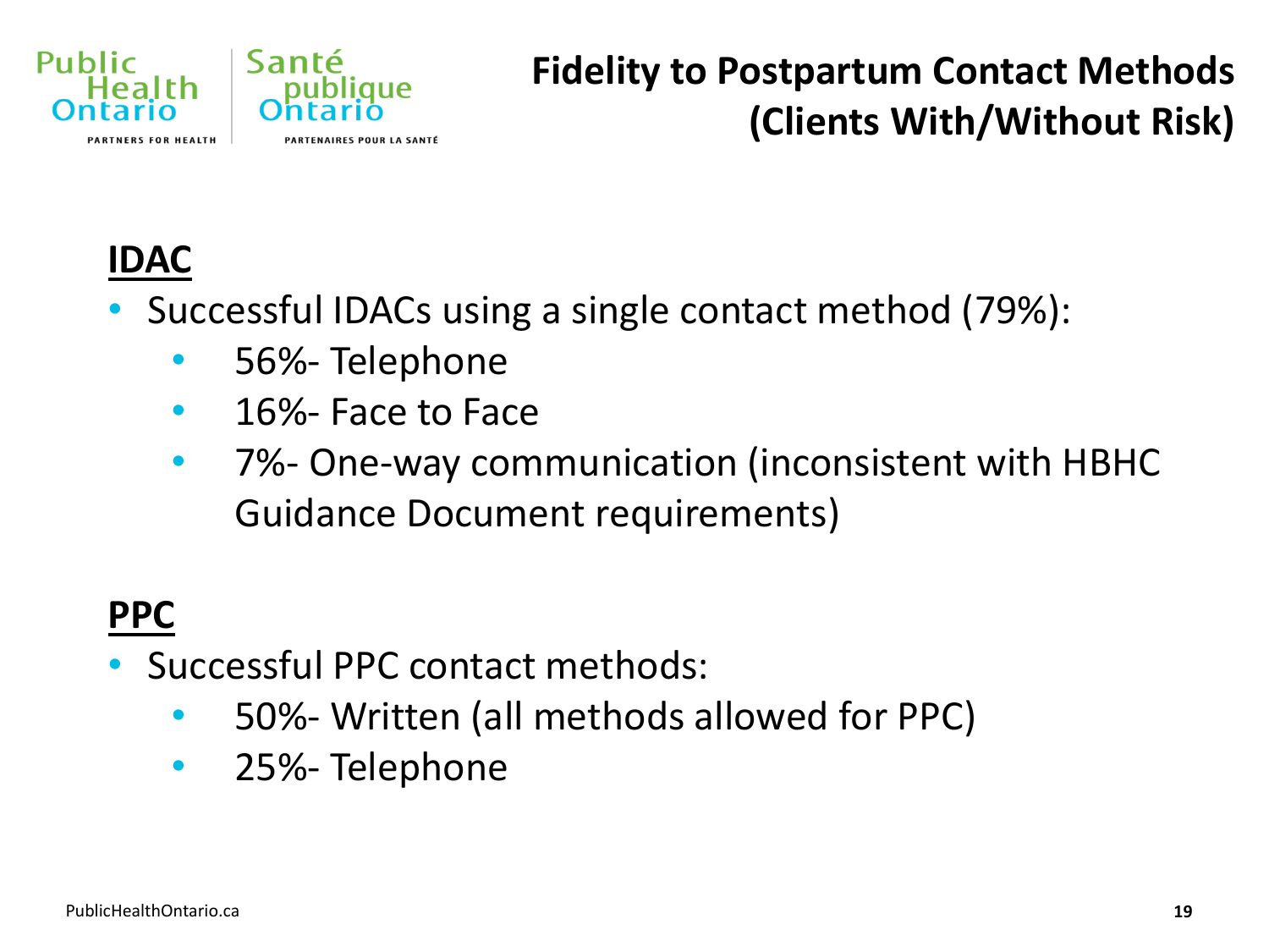# Fidelity to Postpartum Contact Methods (Clients With/Without Risk)

## IDAC

- Successful IDACs using a single contact method (79%):
  - 56%- Telephone
  - 16%- Face to Face
  - 7%- One-way communication (inconsistent with HBHC Guidance Document requirements)

## PPC

- Successful PPC contact methods:
  - 50%- Written (all methods allowed for PPC)
  - 25%- Telephone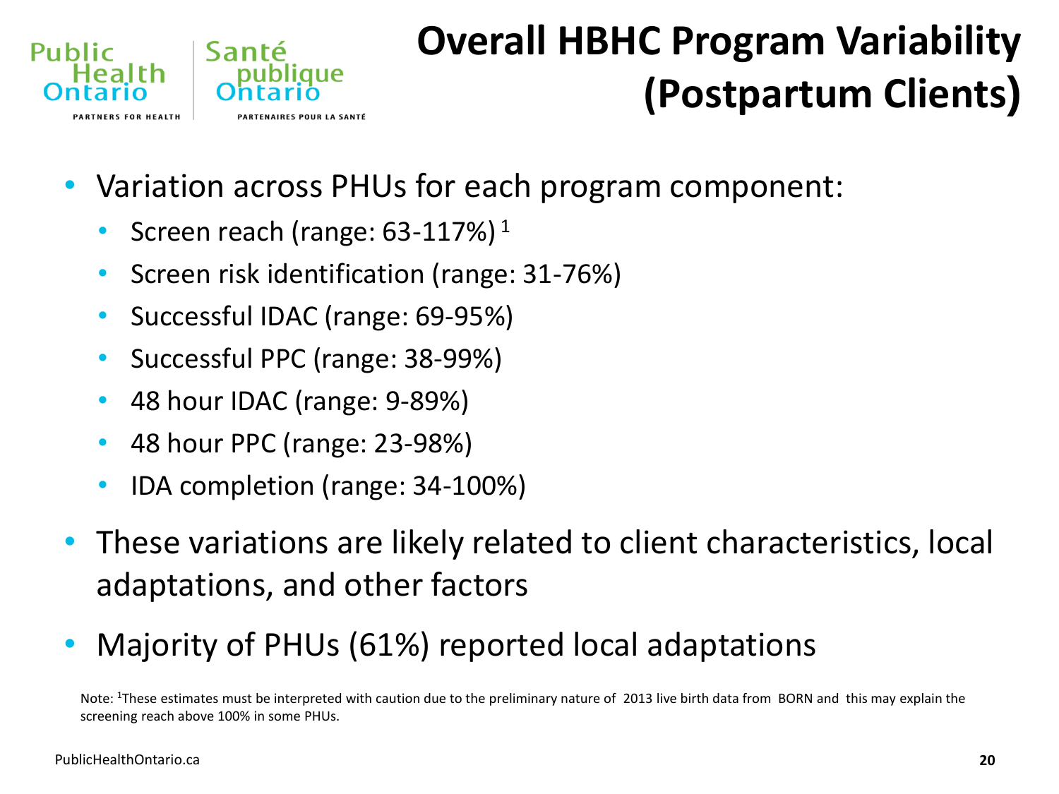# Overall HBHC Program Variability (Postpartum Clients)

- Variation across PHUs for each program component:
  - Screen reach (range: 63-117%) [1]
  - Screen risk identification (range: 31-76%)
  - Successful IDAC (range: 69-95%)
  - Successful PPC (range: 38-99%)
  - 48 hour IDAC (range: 9-89%)
  - 48 hour PPC (range: 23-98%)
  - IDA completion (range: 34-100%)
- These variations are likely related to client characteristics, local adaptations, and other factors
- Majority of PHUs (61%) reported local adaptations

Note: [1]These estimates must be interpreted with caution due to the preliminary nature of 2013 live birth data from BORN and this may explain the screening reach above 100% in some PHUs.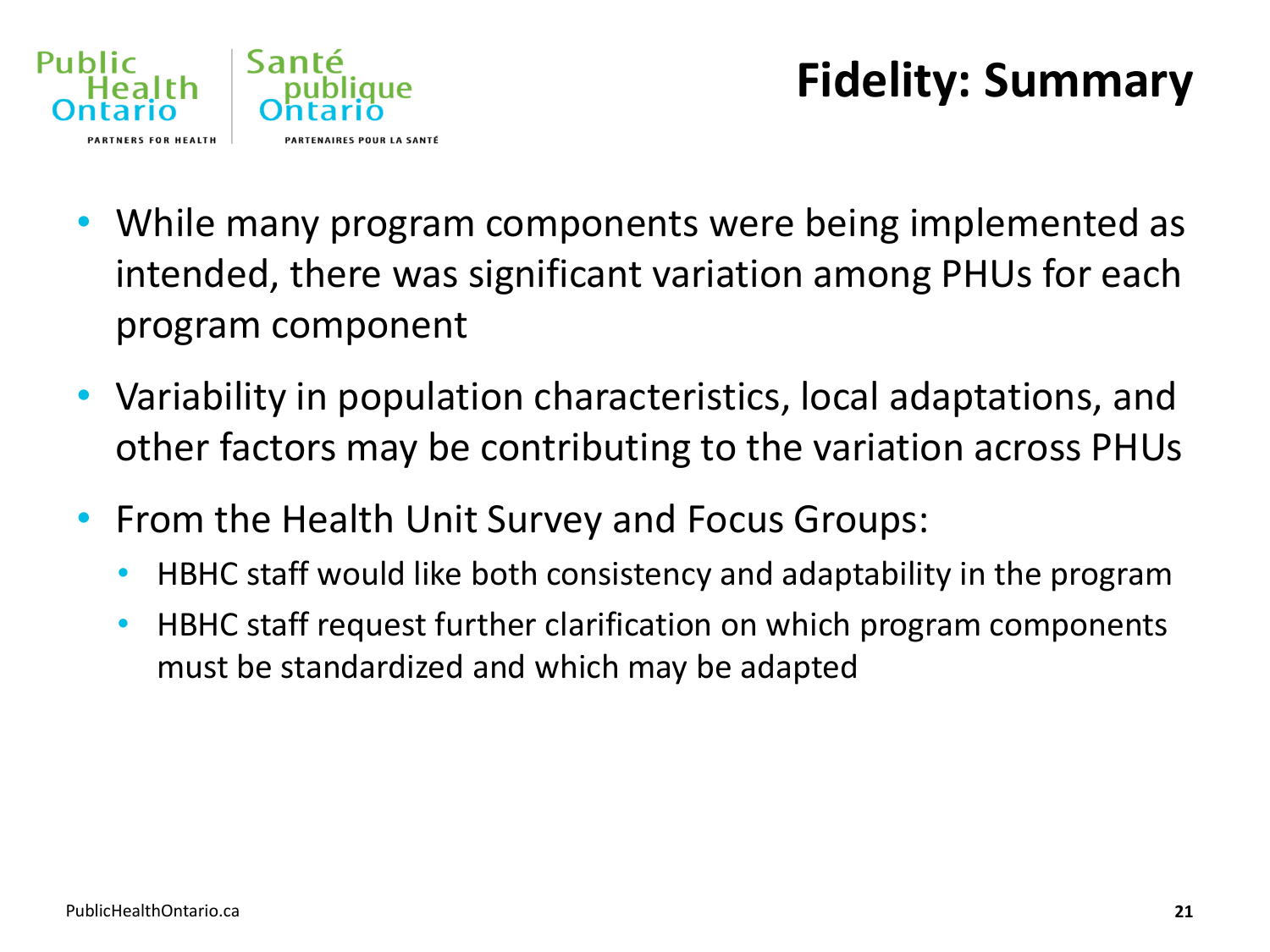# Fidelity: Summary

- While many program components were being implemented as intended, there was significant variation among PHUs for each program component
- Variability in population characteristics, local adaptations, and other factors may be contributing to the variation across PHUs
- From the Health Unit Survey and Focus Groups:
  - HBHC staff would like both consistency and adaptability in the program
  - HBHC staff request further clarification on which program components must be standardized and which may be adapted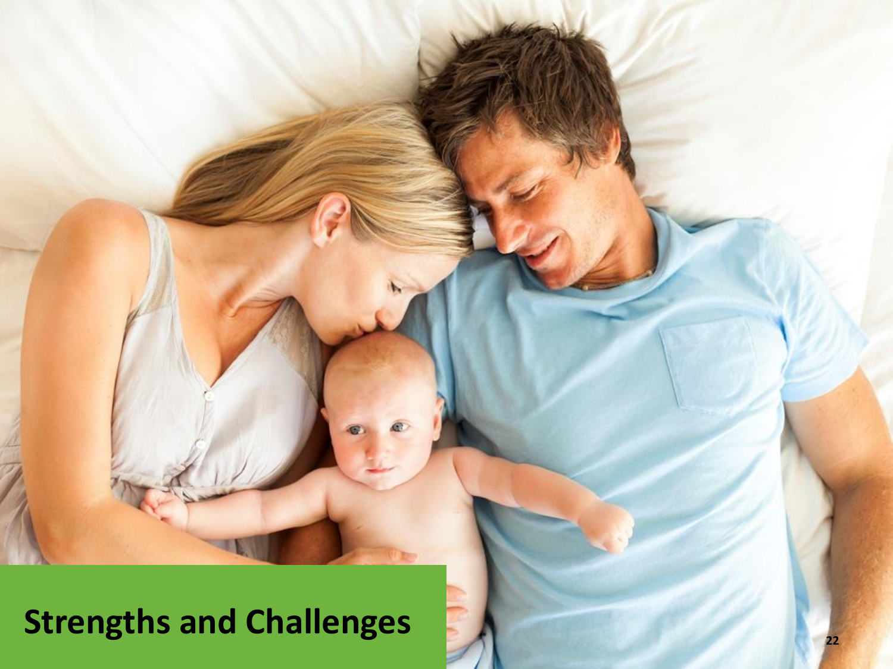# Strengths and Challenges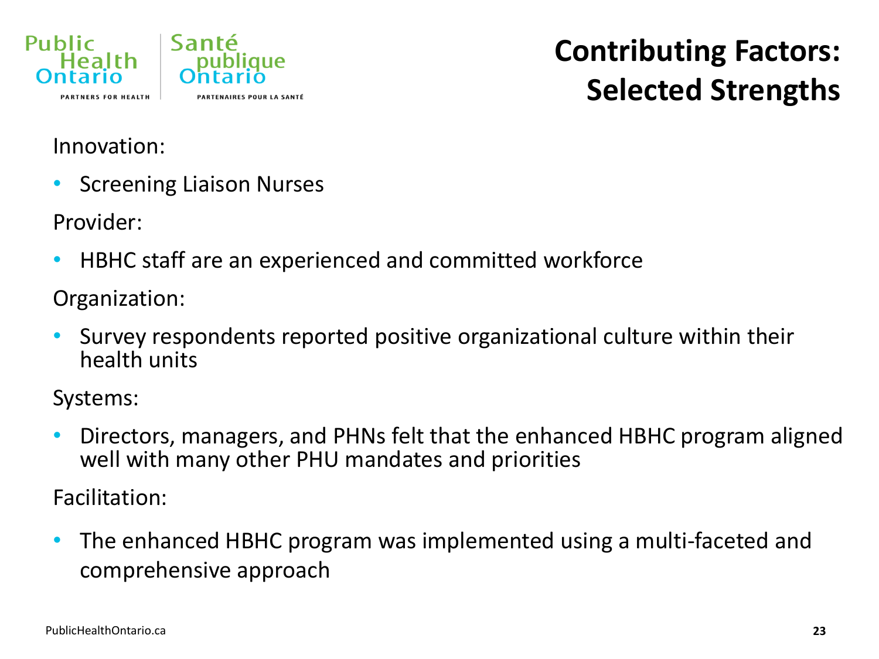# Contributing Factors: Selected Strengths

Innovation:

- Screening Liaison Nurses

Provider:

- HBHC staff are an experienced and committed workforce

Organization:

- Survey respondents reported positive organizational culture within their health units

Systems:

- Directors, managers, and PHNs felt that the enhanced HBHC program aligned well with many other PHU mandates and priorities

Facilitation:

- The enhanced HBHC program was implemented using a multi-faceted and comprehensive approach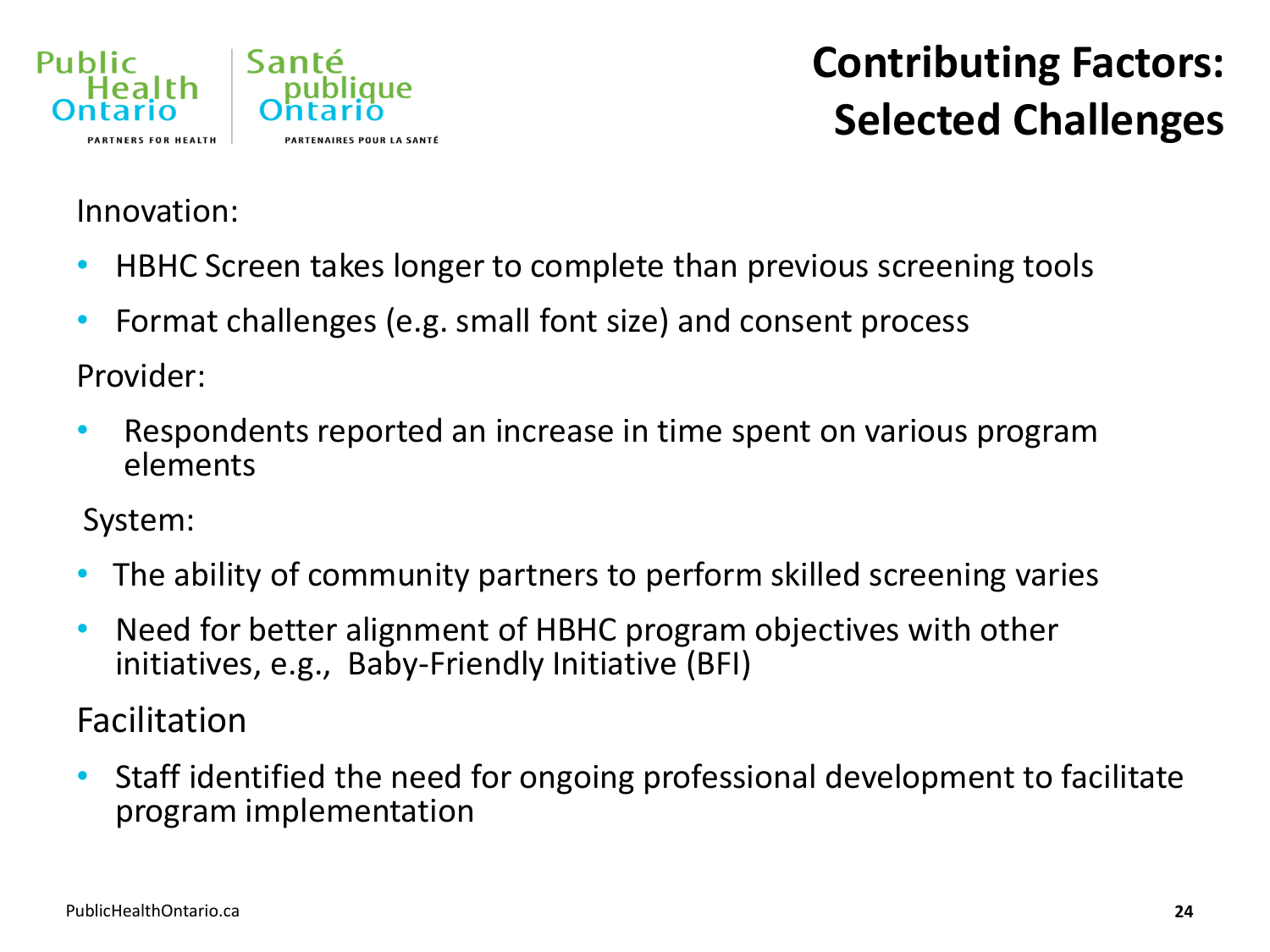# Contributing Factors: Selected Challenges

Innovation:

- HBHC Screen takes longer to complete than previous screening tools
- Format challenges (e.g. small font size) and consent process

Provider:

- Respondents reported an increase in time spent on various program elements

System:

- The ability of community partners to perform skilled screening varies
- Need for better alignment of HBHC program objectives with other initiatives, e.g., Baby-Friendly Initiative (BFI)

Facilitation

- Staff identified the need for ongoing professional development to facilitate program implementation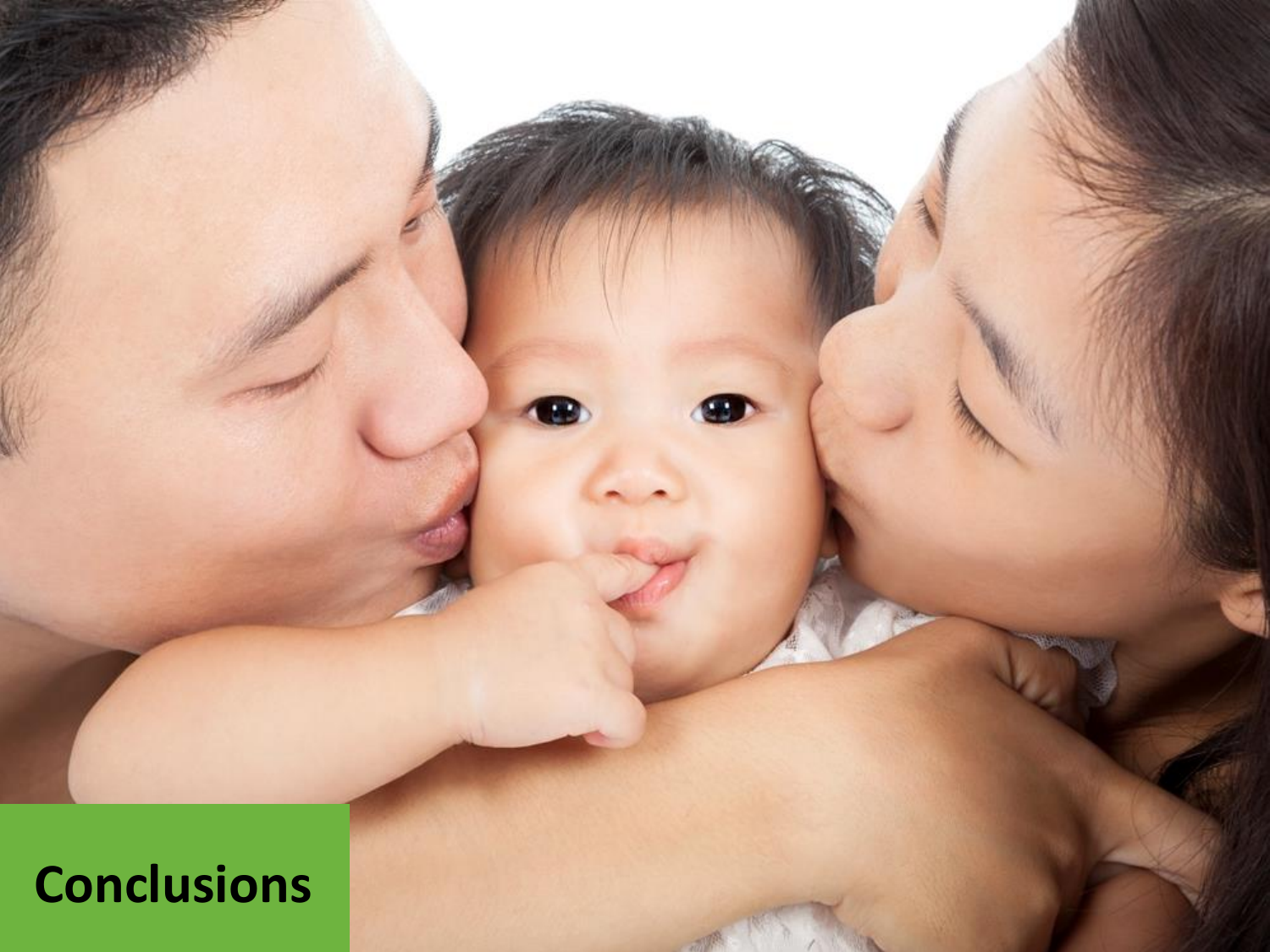# Conclusions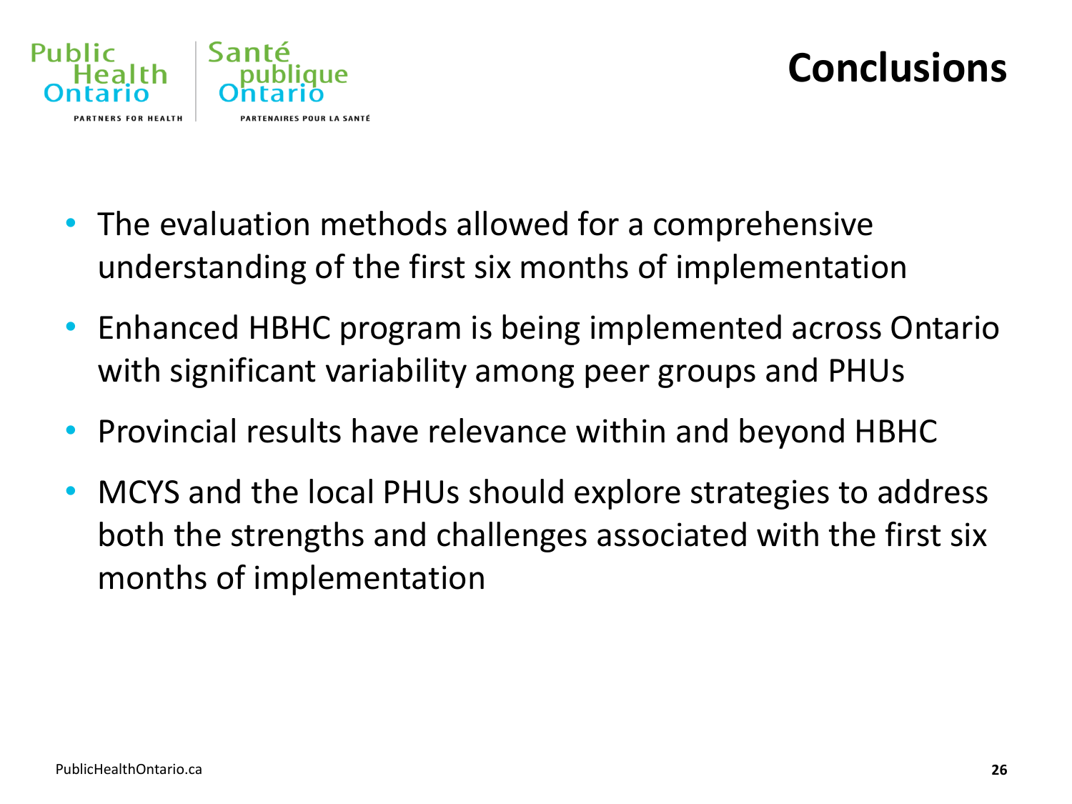# Conclusions

- The evaluation methods allowed for a comprehensive understanding of the first six months of implementation
- Enhanced HBHC program is being implemented across Ontario with significant variability among peer groups and PHUs
- Provincial results have relevance within and beyond HBHC
- MCYS and the local PHUs should explore strategies to address both the strengths and challenges associated with the first six months of implementation